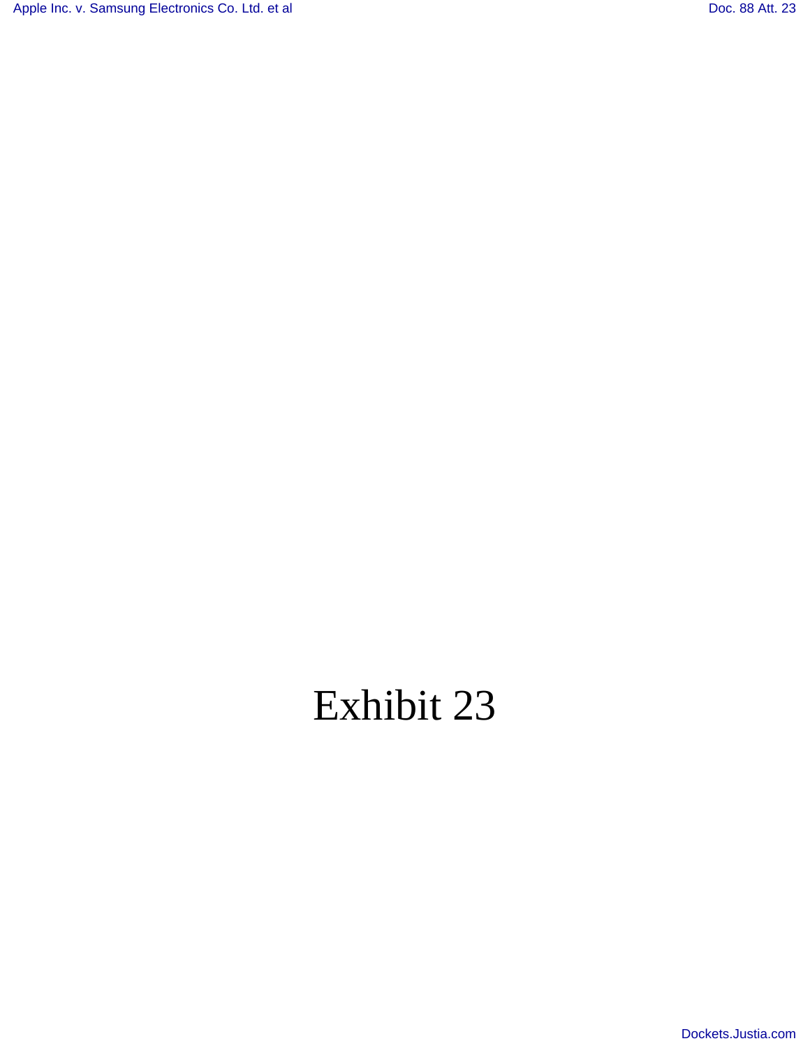# Exhibit 23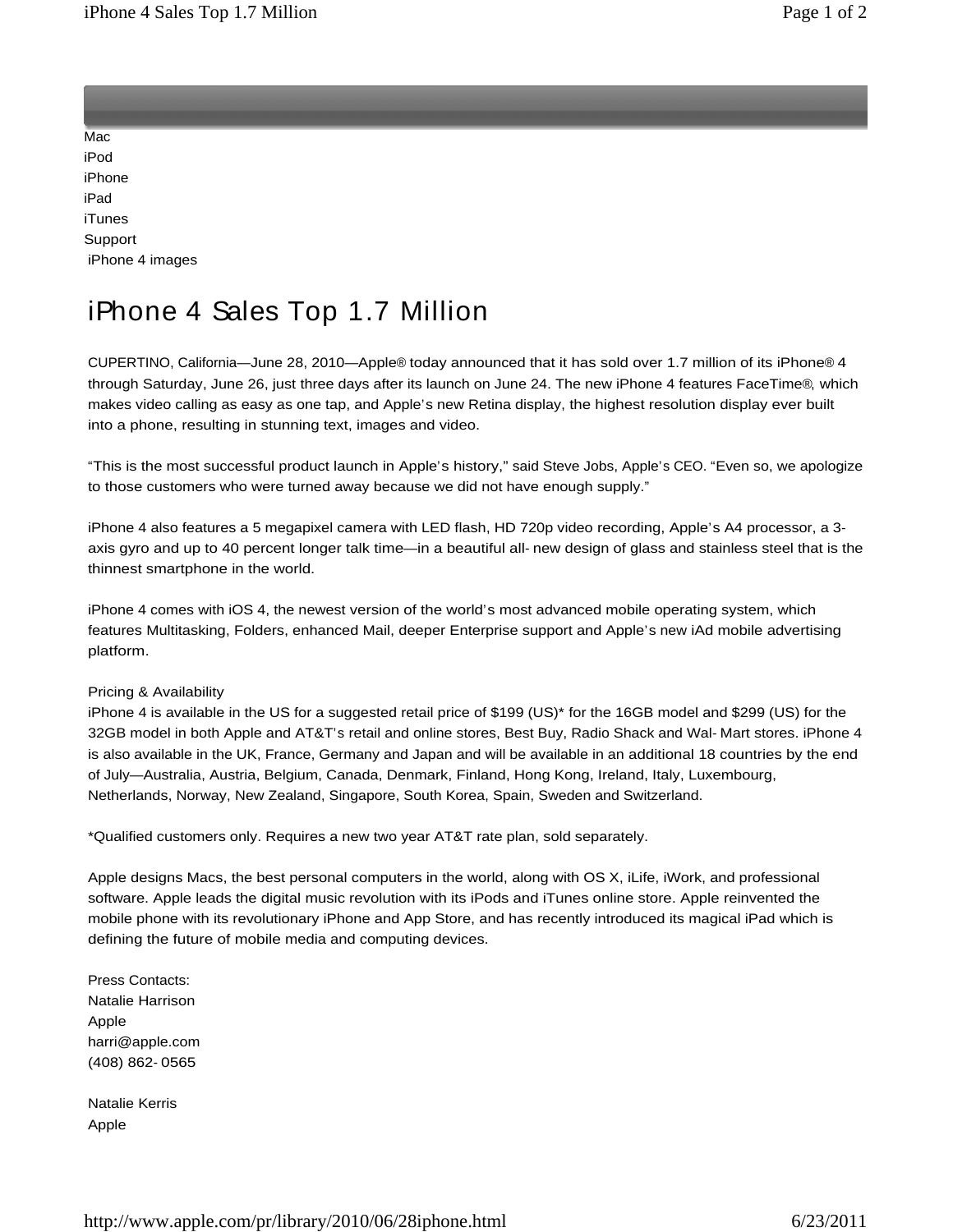Mac
iPod
iPhone
iPad
iTunes
Support
iPhone 4 images

# iPhone 4 Sales Top 1.7 Million

CUPERTINO, California—June 28, 2010—Apple® today announced that it has sold over 1.7 million of its iPhone® 4 through Saturday, June 26, just three days after its launch on June 24. The new iPhone 4 features FaceTime®, which makes video calling as easy as one tap, and Apple's new Retina display, the highest resolution display ever built into a phone, resulting in stunning text, images and video.

"This is the most successful product launch in Apple's history," said Steve Jobs, Apple's CEO. "Even so, we apologize to those customers who were turned away because we did not have enough supply."

iPhone 4 also features a 5 megapixel camera with LED flash, HD 720p video recording, Apple's A4 processor, a 3-axis gyro and up to 40 percent longer talk time—in a beautiful all-new design of glass and stainless steel that is the thinnest smartphone in the world.

iPhone 4 comes with iOS 4, the newest version of the world's most advanced mobile operating system, which features Multitasking, Folders, enhanced Mail, deeper Enterprise support and Apple's new iAd mobile advertising platform.

Pricing & Availability
iPhone 4 is available in the US for a suggested retail price of $199 (US)* for the 16GB model and $299 (US) for the 32GB model in both Apple and AT&T's retail and online stores, Best Buy, Radio Shack and Wal-Mart stores. iPhone 4 is also available in the UK, France, Germany and Japan and will be available in an additional 18 countries by the end of July—Australia, Austria, Belgium, Canada, Denmark, Finland, Hong Kong, Ireland, Italy, Luxembourg, Netherlands, Norway, New Zealand, Singapore, South Korea, Spain, Sweden and Switzerland.

*Qualified customers only. Requires a new two year AT&T rate plan, sold separately.

Apple designs Macs, the best personal computers in the world, along with OS X, iLife, iWork, and professional software. Apple leads the digital music revolution with its iPods and iTunes online store. Apple reinvented the mobile phone with its revolutionary iPhone and App Store, and has recently introduced its magical iPad which is defining the future of mobile media and computing devices.

Press Contacts:
Natalie Harrison
Apple
harri@apple.com
(408) 862-0565

Natalie Kerris
Apple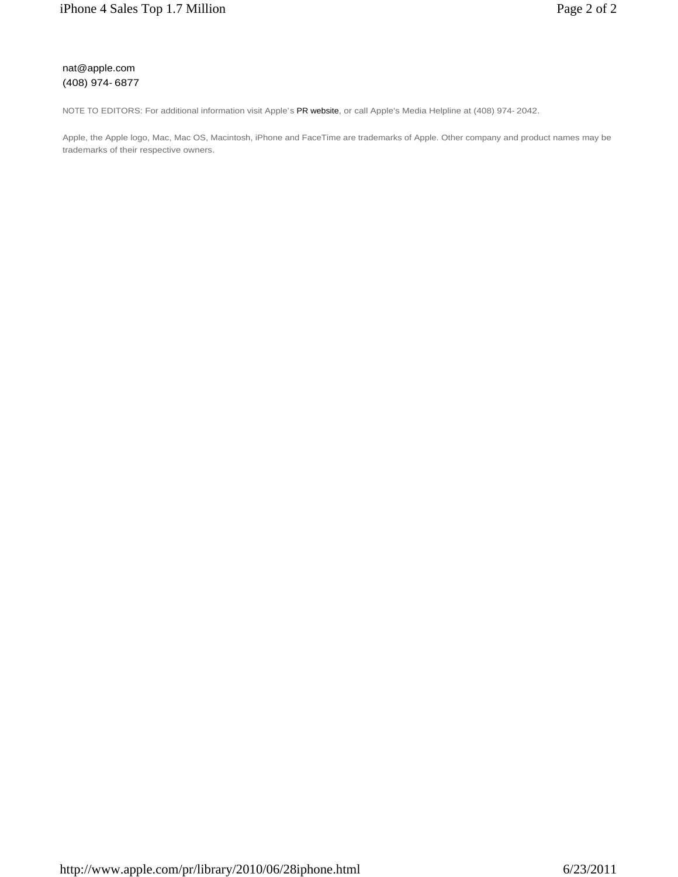nat@apple.com
(408) 974- 6877

NOTE TO EDITORS: For additional information visit Apple's PR website, or call Apple's Media Helpline at (408) 974- 2042.

Apple, the Apple logo, Mac, Mac OS, Macintosh, iPhone and FaceTime are trademarks of Apple. Other company and product names may be trademarks of their respective owners.